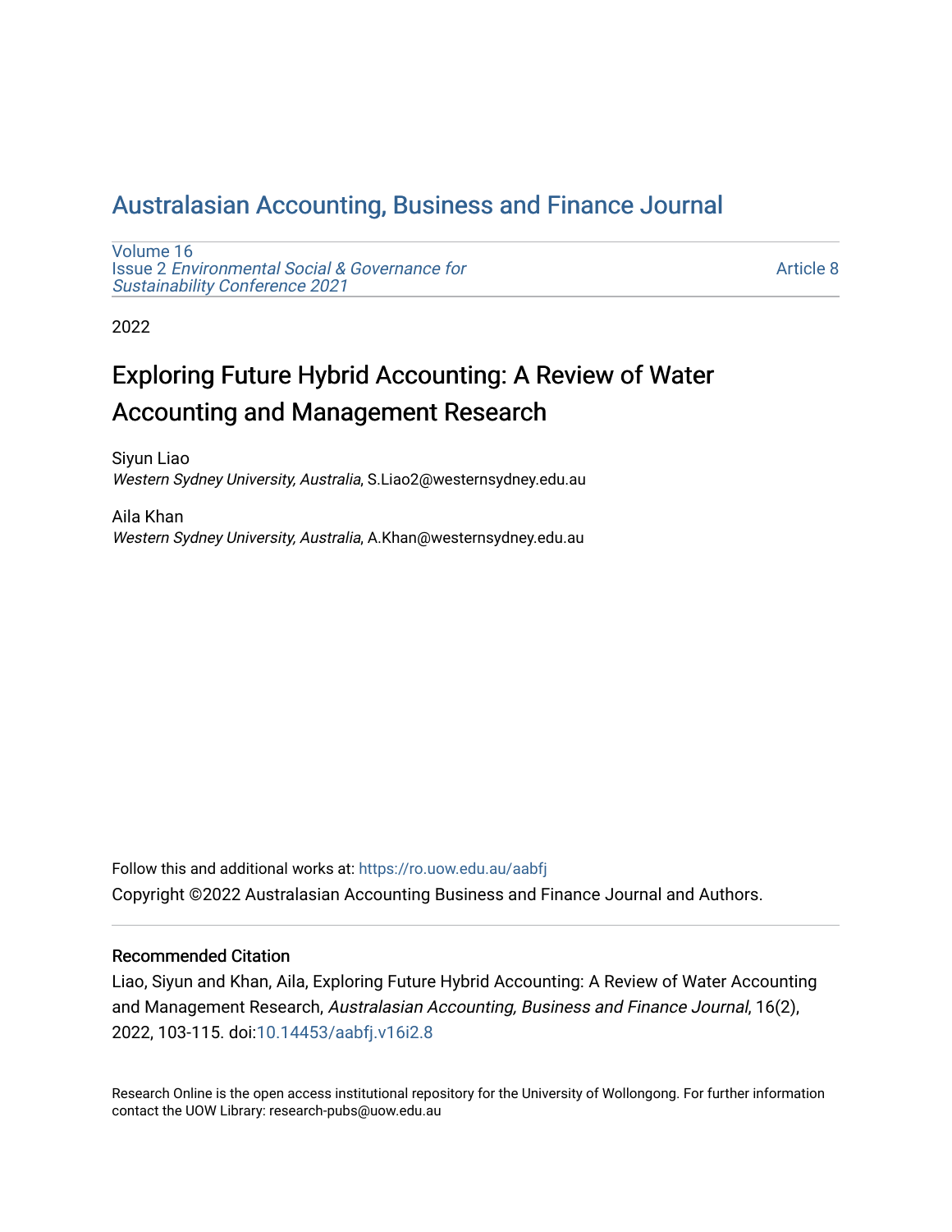# Australasian Accounting, Business and Finance Journal

Volume 16
Issue 2 *Environmental Social & Governance for Sustainability Conference 2021*

Article 8

2022

## Exploring Future Hybrid Accounting: A Review of Water Accounting and Management Research

Siyun Liao
*Western Sydney University, Australia*, S.Liao2@westernsydney.edu.au

Aila Khan
*Western Sydney University, Australia*, A.Khan@westernsydney.edu.au

Follow this and additional works at: https://ro.uow.edu.au/aabfj

Copyright ©2022 Australasian Accounting Business and Finance Journal and Authors.

### Recommended Citation

Liao, Siyun and Khan, Aila, Exploring Future Hybrid Accounting: A Review of Water Accounting and Management Research, *Australasian Accounting, Business and Finance Journal*, 16(2), 2022, 103-115. doi:10.14453/aabfj.v16i2.8

Research Online is the open access institutional repository for the University of Wollongong. For further information contact the UOW Library: research-pubs@uow.edu.au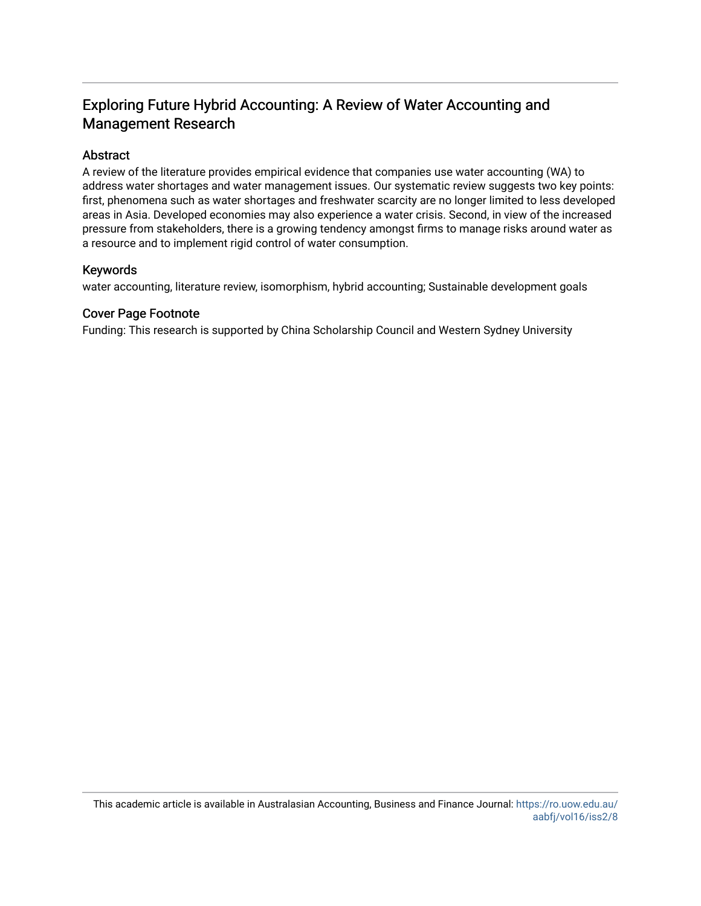# Exploring Future Hybrid Accounting: A Review of Water Accounting and Management Research

## Abstract

A review of the literature provides empirical evidence that companies use water accounting (WA) to address water shortages and water management issues. Our systematic review suggests two key points: first, phenomena such as water shortages and freshwater scarcity are no longer limited to less developed areas in Asia. Developed economies may also experience a water crisis. Second, in view of the increased pressure from stakeholders, there is a growing tendency amongst firms to manage risks around water as a resource and to implement rigid control of water consumption.

## Keywords

water accounting, literature review, isomorphism, hybrid accounting; Sustainable development goals

## Cover Page Footnote

Funding: This research is supported by China Scholarship Council and Western Sydney University

This academic article is available in Australasian Accounting, Business and Finance Journal: https://ro.uow.edu.au/aabfj/vol16/iss2/8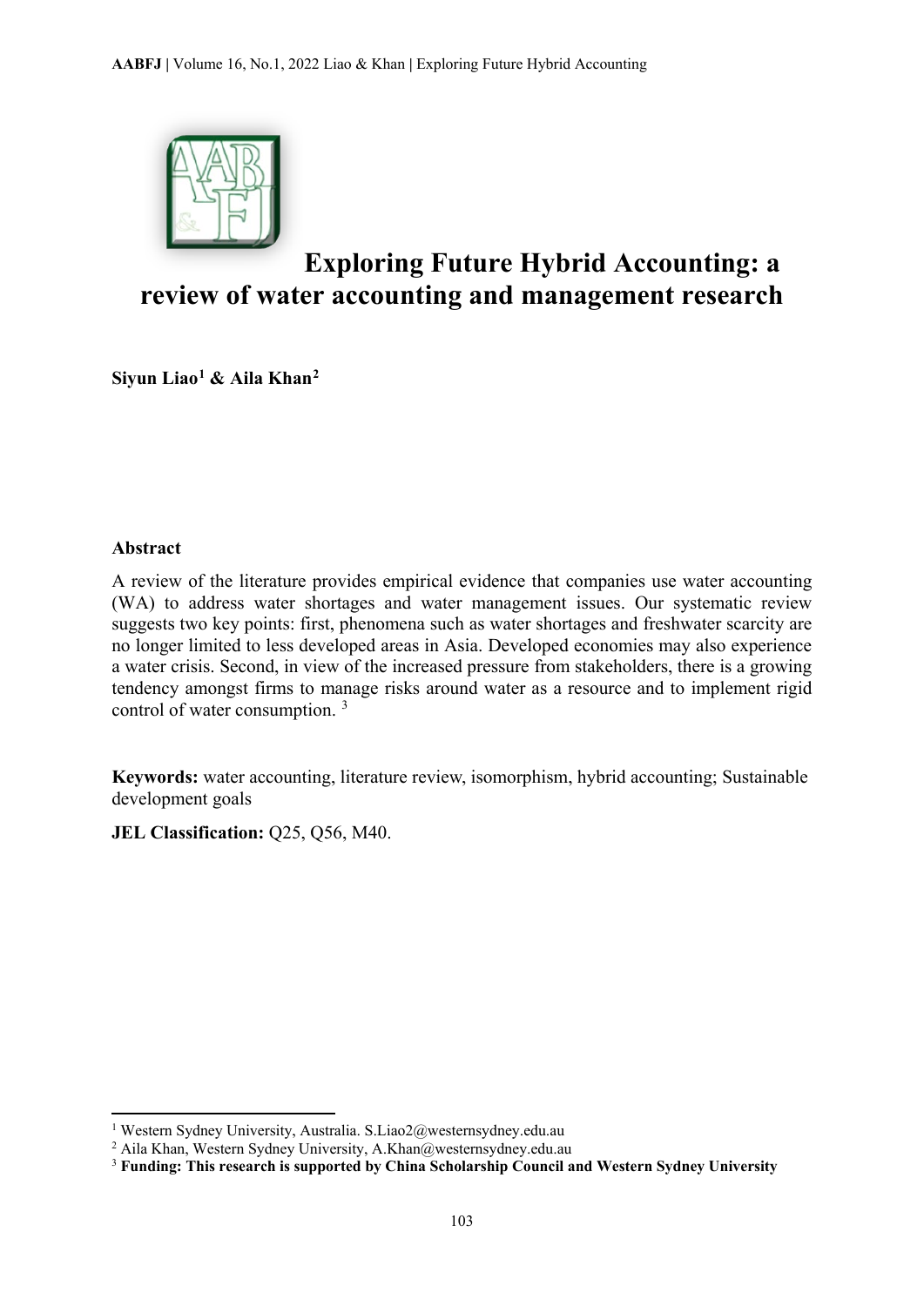# Exploring Future Hybrid Accounting: a review of water accounting and management research

**Siyun Liao[1] & Aila Khan[2]**

### Abstract

A review of the literature provides empirical evidence that companies use water accounting (WA) to address water shortages and water management issues. Our systematic review suggests two key points: first, phenomena such as water shortages and freshwater scarcity are no longer limited to less developed areas in Asia. Developed economies may also experience a water crisis. Second, in view of the increased pressure from stakeholders, there is a growing tendency amongst firms to manage risks around water as a resource and to implement rigid control of water consumption. [3]

**Keywords:** water accounting, literature review, isomorphism, hybrid accounting; Sustainable development goals

**JEL Classification:** Q25, Q56, M40.

---

[1] Western Sydney University, Australia. S.Liao2@westernsydney.edu.au

[2] Aila Khan, Western Sydney University, A.Khan@westernsydney.edu.au

[3] **Funding: This research is supported by China Scholarship Council and Western Sydney University**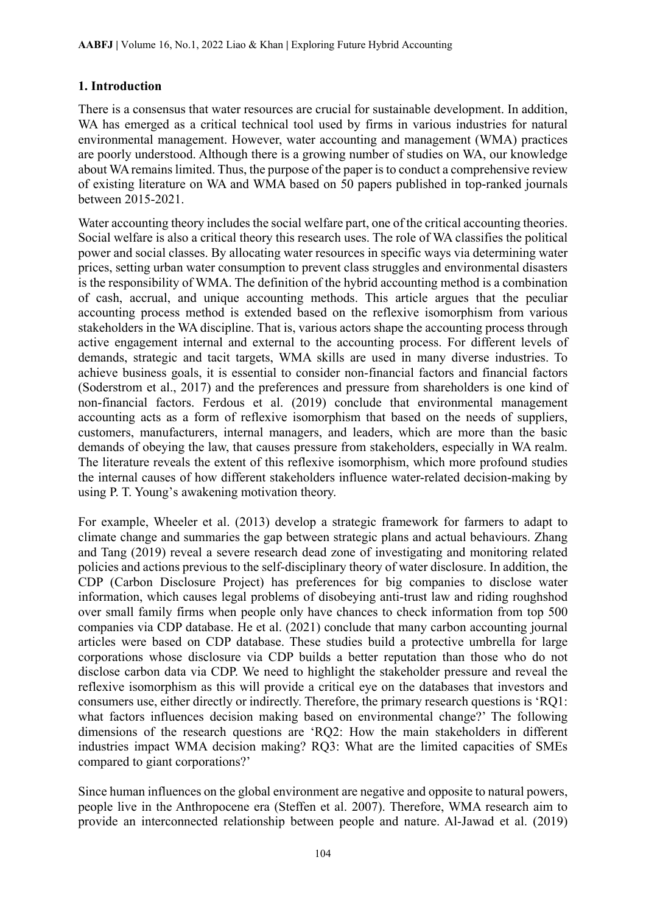## 1. Introduction

There is a consensus that water resources are crucial for sustainable development. In addition, WA has emerged as a critical technical tool used by firms in various industries for natural environmental management. However, water accounting and management (WMA) practices are poorly understood. Although there is a growing number of studies on WA, our knowledge about WA remains limited. Thus, the purpose of the paper is to conduct a comprehensive review of existing literature on WA and WMA based on 50 papers published in top-ranked journals between 2015-2021.

Water accounting theory includes the social welfare part, one of the critical accounting theories. Social welfare is also a critical theory this research uses. The role of WA classifies the political power and social classes. By allocating water resources in specific ways via determining water prices, setting urban water consumption to prevent class struggles and environmental disasters is the responsibility of WMA. The definition of the hybrid accounting method is a combination of cash, accrual, and unique accounting methods. This article argues that the peculiar accounting process method is extended based on the reflexive isomorphism from various stakeholders in the WA discipline. That is, various actors shape the accounting process through active engagement internal and external to the accounting process. For different levels of demands, strategic and tacit targets, WMA skills are used in many diverse industries. To achieve business goals, it is essential to consider non-financial factors and financial factors (Soderstrom et al., 2017) and the preferences and pressure from shareholders is one kind of non-financial factors. Ferdous et al. (2019) conclude that environmental management accounting acts as a form of reflexive isomorphism that based on the needs of suppliers, customers, manufacturers, internal managers, and leaders, which are more than the basic demands of obeying the law, that causes pressure from stakeholders, especially in WA realm. The literature reveals the extent of this reflexive isomorphism, which more profound studies the internal causes of how different stakeholders influence water-related decision-making by using P. T. Young's awakening motivation theory.

For example, Wheeler et al. (2013) develop a strategic framework for farmers to adapt to climate change and summaries the gap between strategic plans and actual behaviours. Zhang and Tang (2019) reveal a severe research dead zone of investigating and monitoring related policies and actions previous to the self-disciplinary theory of water disclosure. In addition, the CDP (Carbon Disclosure Project) has preferences for big companies to disclose water information, which causes legal problems of disobeying anti-trust law and riding roughshod over small family firms when people only have chances to check information from top 500 companies via CDP database. He et al. (2021) conclude that many carbon accounting journal articles were based on CDP database. These studies build a protective umbrella for large corporations whose disclosure via CDP builds a better reputation than those who do not disclose carbon data via CDP. We need to highlight the stakeholder pressure and reveal the reflexive isomorphism as this will provide a critical eye on the databases that investors and consumers use, either directly or indirectly. Therefore, the primary research questions is 'RQ1: what factors influences decision making based on environmental change?' The following dimensions of the research questions are 'RQ2: How the main stakeholders in different industries impact WMA decision making? RQ3: What are the limited capacities of SMEs compared to giant corporations?'

Since human influences on the global environment are negative and opposite to natural powers, people live in the Anthropocene era (Steffen et al. 2007). Therefore, WMA research aim to provide an interconnected relationship between people and nature. Al-Jawad et al. (2019)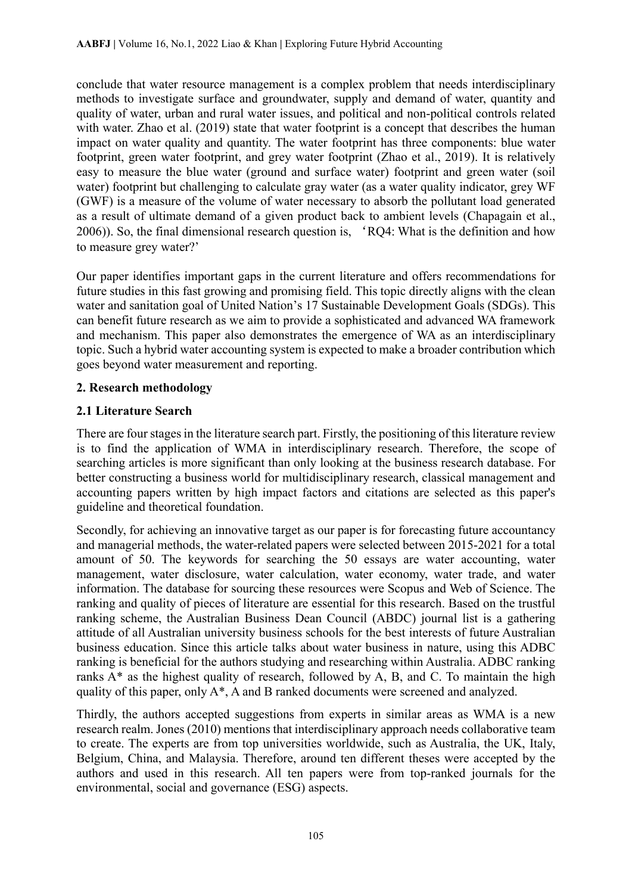conclude that water resource management is a complex problem that needs interdisciplinary methods to investigate surface and groundwater, supply and demand of water, quantity and quality of water, urban and rural water issues, and political and non-political controls related with water. Zhao et al. (2019) state that water footprint is a concept that describes the human impact on water quality and quantity. The water footprint has three components: blue water footprint, green water footprint, and grey water footprint (Zhao et al., 2019). It is relatively easy to measure the blue water (ground and surface water) footprint and green water (soil water) footprint but challenging to calculate gray water (as a water quality indicator, grey WF (GWF) is a measure of the volume of water necessary to absorb the pollutant load generated as a result of ultimate demand of a given product back to ambient levels (Chapagain et al., 2006)). So, the final dimensional research question is, 'RQ4: What is the definition and how to measure grey water?'

Our paper identifies important gaps in the current literature and offers recommendations for future studies in this fast growing and promising field. This topic directly aligns with the clean water and sanitation goal of United Nation's 17 Sustainable Development Goals (SDGs). This can benefit future research as we aim to provide a sophisticated and advanced WA framework and mechanism. This paper also demonstrates the emergence of WA as an interdisciplinary topic. Such a hybrid water accounting system is expected to make a broader contribution which goes beyond water measurement and reporting.

## 2. Research methodology

### 2.1 Literature Search

There are four stages in the literature search part. Firstly, the positioning of this literature review is to find the application of WMA in interdisciplinary research. Therefore, the scope of searching articles is more significant than only looking at the business research database. For better constructing a business world for multidisciplinary research, classical management and accounting papers written by high impact factors and citations are selected as this paper's guideline and theoretical foundation.

Secondly, for achieving an innovative target as our paper is for forecasting future accountancy and managerial methods, the water-related papers were selected between 2015-2021 for a total amount of 50. The keywords for searching the 50 essays are water accounting, water management, water disclosure, water calculation, water economy, water trade, and water information. The database for sourcing these resources were Scopus and Web of Science. The ranking and quality of pieces of literature are essential for this research. Based on the trustful ranking scheme, the Australian Business Dean Council (ABDC) journal list is a gathering attitude of all Australian university business schools for the best interests of future Australian business education. Since this article talks about water business in nature, using this ADBC ranking is beneficial for the authors studying and researching within Australia. ADBC ranking ranks A* as the highest quality of research, followed by A, B, and C. To maintain the high quality of this paper, only A*, A and B ranked documents were screened and analyzed.

Thirdly, the authors accepted suggestions from experts in similar areas as WMA is a new research realm. Jones (2010) mentions that interdisciplinary approach needs collaborative team to create. The experts are from top universities worldwide, such as Australia, the UK, Italy, Belgium, China, and Malaysia. Therefore, around ten different theses were accepted by the authors and used in this research. All ten papers were from top-ranked journals for the environmental, social and governance (ESG) aspects.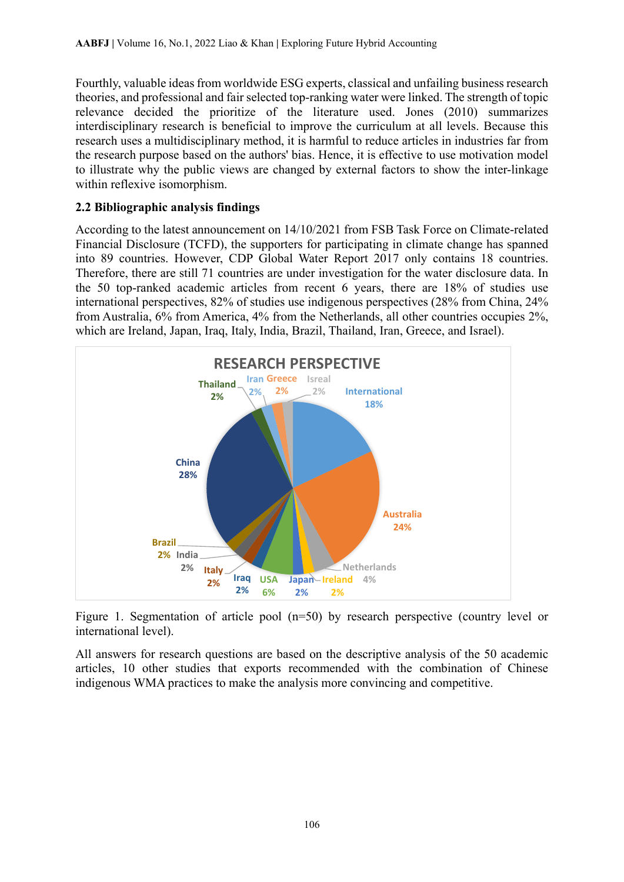Fourthly, valuable ideas from worldwide ESG experts, classical and unfailing business research theories, and professional and fair selected top-ranking water were linked. The strength of topic relevance decided the prioritize of the literature used. Jones (2010) summarizes interdisciplinary research is beneficial to improve the curriculum at all levels. Because this research uses a multidisciplinary method, it is harmful to reduce articles in industries far from the research purpose based on the authors' bias. Hence, it is effective to use motivation model to illustrate why the public views are changed by external factors to show the inter-linkage within reflexive isomorphism.

## 2.2 Bibliographic analysis findings

According to the latest announcement on 14/10/2021 from FSB Task Force on Climate-related Financial Disclosure (TCFD), the supporters for participating in climate change has spanned into 89 countries. However, CDP Global Water Report 2017 only contains 18 countries. Therefore, there are still 71 countries are under investigation for the water disclosure data. In the 50 top-ranked academic articles from recent 6 years, there are 18% of studies use international perspectives, 82% of studies use indigenous perspectives (28% from China, 24% from Australia, 6% from America, 4% from the Netherlands, all other countries occupies 2%, which are Ireland, Japan, Iraq, Italy, India, Brazil, Thailand, Iran, Greece, and Israel).

Figure 1. Segmentation of article pool (n=50) by research perspective (country level or international level).

All answers for research questions are based on the descriptive analysis of the 50 academic articles, 10 other studies that exports recommended with the combination of Chinese indigenous WMA practices to make the analysis more convincing and competitive.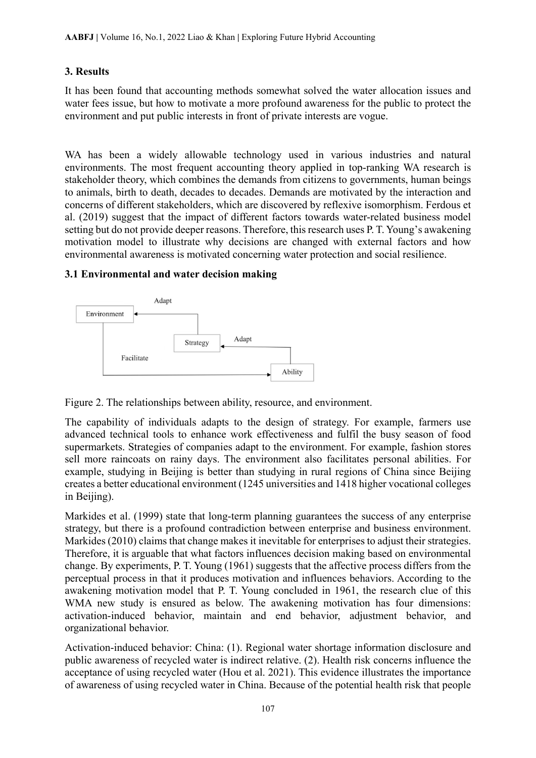## 3. Results

It has been found that accounting methods somewhat solved the water allocation issues and water fees issue, but how to motivate a more profound awareness for the public to protect the environment and put public interests in front of private interests are vogue.

WA has been a widely allowable technology used in various industries and natural environments. The most frequent accounting theory applied in top-ranking WA research is stakeholder theory, which combines the demands from citizens to governments, human beings to animals, birth to death, decades to decades. Demands are motivated by the interaction and concerns of different stakeholders, which are discovered by reflexive isomorphism. Ferdous et al. (2019) suggest that the impact of different factors towards water-related business model setting but do not provide deeper reasons. Therefore, this research uses P. T. Young's awakening motivation model to illustrate why decisions are changed with external factors and how environmental awareness is motivated concerning water protection and social resilience.

### 3.1 Environmental and water decision making

Figure 2. The relationships between ability, resource, and environment.

The capability of individuals adapts to the design of strategy. For example, farmers use advanced technical tools to enhance work effectiveness and fulfil the busy season of food supermarkets. Strategies of companies adapt to the environment. For example, fashion stores sell more raincoats on rainy days. The environment also facilitates personal abilities. For example, studying in Beijing is better than studying in rural regions of China since Beijing creates a better educational environment (1245 universities and 1418 higher vocational colleges in Beijing).

Markides et al. (1999) state that long-term planning guarantees the success of any enterprise strategy, but there is a profound contradiction between enterprise and business environment. Markides (2010) claims that change makes it inevitable for enterprises to adjust their strategies. Therefore, it is arguable that what factors influences decision making based on environmental change. By experiments, P. T. Young (1961) suggests that the affective process differs from the perceptual process in that it produces motivation and influences behaviors. According to the awakening motivation model that P. T. Young concluded in 1961, the research clue of this WMA new study is ensured as below. The awakening motivation has four dimensions: activation-induced behavior, maintain and end behavior, adjustment behavior, and organizational behavior.

Activation-induced behavior: China: (1). Regional water shortage information disclosure and public awareness of recycled water is indirect relative. (2). Health risk concerns influence the acceptance of using recycled water (Hou et al. 2021). This evidence illustrates the importance of awareness of using recycled water in China. Because of the potential health risk that people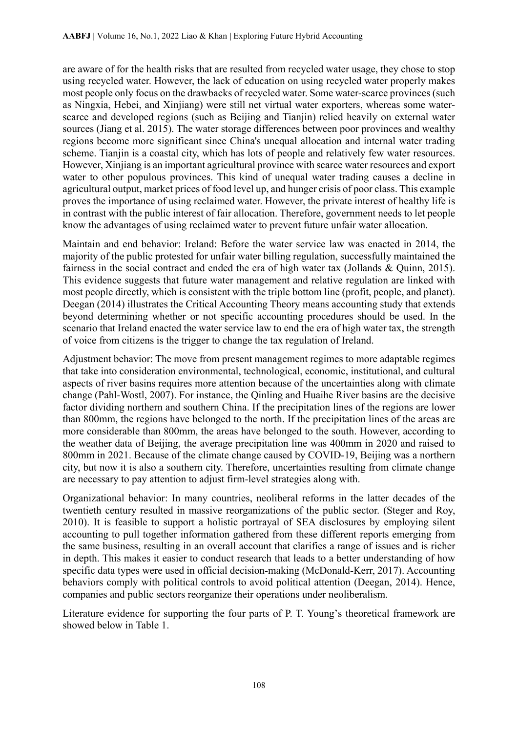are aware of for the health risks that are resulted from recycled water usage, they chose to stop using recycled water. However, the lack of education on using recycled water properly makes most people only focus on the drawbacks of recycled water. Some water-scarce provinces (such as Ningxia, Hebei, and Xinjiang) were still net virtual water exporters, whereas some water-scarce and developed regions (such as Beijing and Tianjin) relied heavily on external water sources (Jiang et al. 2015). The water storage differences between poor provinces and wealthy regions become more significant since China's unequal allocation and internal water trading scheme. Tianjin is a coastal city, which has lots of people and relatively few water resources. However, Xinjiang is an important agricultural province with scarce water resources and export water to other populous provinces. This kind of unequal water trading causes a decline in agricultural output, market prices of food level up, and hunger crisis of poor class. This example proves the importance of using reclaimed water. However, the private interest of healthy life is in contrast with the public interest of fair allocation. Therefore, government needs to let people know the advantages of using reclaimed water to prevent future unfair water allocation.

Maintain and end behavior: Ireland: Before the water service law was enacted in 2014, the majority of the public protested for unfair water billing regulation, successfully maintained the fairness in the social contract and ended the era of high water tax (Jollands & Quinn, 2015). This evidence suggests that future water management and relative regulation are linked with most people directly, which is consistent with the triple bottom line (profit, people, and planet). Deegan (2014) illustrates the Critical Accounting Theory means accounting study that extends beyond determining whether or not specific accounting procedures should be used. In the scenario that Ireland enacted the water service law to end the era of high water tax, the strength of voice from citizens is the trigger to change the tax regulation of Ireland.

Adjustment behavior: The move from present management regimes to more adaptable regimes that take into consideration environmental, technological, economic, institutional, and cultural aspects of river basins requires more attention because of the uncertainties along with climate change (Pahl-Wostl, 2007). For instance, the Qinling and Huaihe River basins are the decisive factor dividing northern and southern China. If the precipitation lines of the regions are lower than 800mm, the regions have belonged to the north. If the precipitation lines of the areas are more considerable than 800mm, the areas have belonged to the south. However, according to the weather data of Beijing, the average precipitation line was 400mm in 2020 and raised to 800mm in 2021. Because of the climate change caused by COVID-19, Beijing was a northern city, but now it is also a southern city. Therefore, uncertainties resulting from climate change are necessary to pay attention to adjust firm-level strategies along with.

Organizational behavior: In many countries, neoliberal reforms in the latter decades of the twentieth century resulted in massive reorganizations of the public sector. (Steger and Roy, 2010). It is feasible to support a holistic portrayal of SEA disclosures by employing silent accounting to pull together information gathered from these different reports emerging from the same business, resulting in an overall account that clarifies a range of issues and is richer in depth. This makes it easier to conduct research that leads to a better understanding of how specific data types were used in official decision-making (McDonald-Kerr, 2017). Accounting behaviors comply with political controls to avoid political attention (Deegan, 2014). Hence, companies and public sectors reorganize their operations under neoliberalism.

Literature evidence for supporting the four parts of P. T. Young's theoretical framework are showed below in Table 1.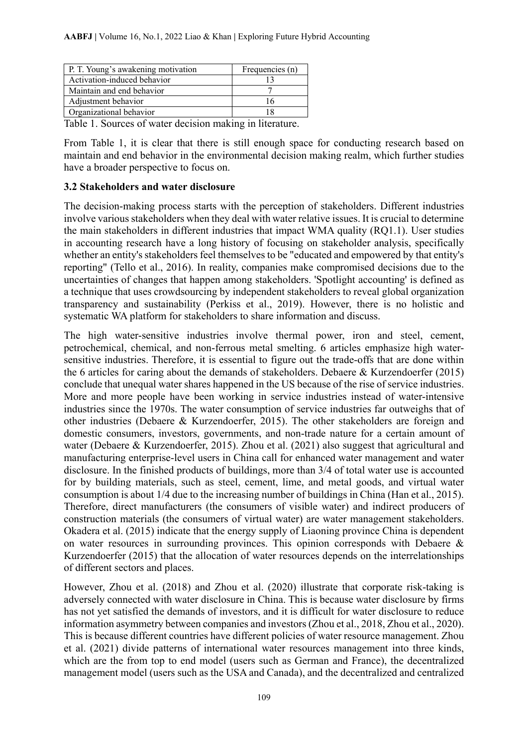| P. T. Young's awakening motivation | Frequencies (n) |
|---|---|
| Activation-induced behavior | 13 |
| Maintain and end behavior | 7 |
| Adjustment behavior | 16 |
| Organizational behavior | 18 |

Table 1. Sources of water decision making in literature.

From Table 1, it is clear that there is still enough space for conducting research based on maintain and end behavior in the environmental decision making realm, which further studies have a broader perspective to focus on.

### 3.2 Stakeholders and water disclosure

The decision-making process starts with the perception of stakeholders. Different industries involve various stakeholders when they deal with water relative issues. It is crucial to determine the main stakeholders in different industries that impact WMA quality (RQ1.1). User studies in accounting research have a long history of focusing on stakeholder analysis, specifically whether an entity's stakeholders feel themselves to be "educated and empowered by that entity's reporting" (Tello et al., 2016). In reality, companies make compromised decisions due to the uncertainties of changes that happen among stakeholders. 'Spotlight accounting' is defined as a technique that uses crowdsourcing by independent stakeholders to reveal global organization transparency and sustainability (Perkiss et al., 2019). However, there is no holistic and systematic WA platform for stakeholders to share information and discuss.

The high water-sensitive industries involve thermal power, iron and steel, cement, petrochemical, chemical, and non-ferrous metal smelting. 6 articles emphasize high water-sensitive industries. Therefore, it is essential to figure out the trade-offs that are done within the 6 articles for caring about the demands of stakeholders. Debaere & Kurzendoerfer (2015) conclude that unequal water shares happened in the US because of the rise of service industries. More and more people have been working in service industries instead of water-intensive industries since the 1970s. The water consumption of service industries far outweighs that of other industries (Debaere & Kurzendoerfer, 2015). The other stakeholders are foreign and domestic consumers, investors, governments, and non-trade nature for a certain amount of water (Debaere & Kurzendoerfer, 2015). Zhou et al. (2021) also suggest that agricultural and manufacturing enterprise-level users in China call for enhanced water management and water disclosure. In the finished products of buildings, more than 3/4 of total water use is accounted for by building materials, such as steel, cement, lime, and metal goods, and virtual water consumption is about 1/4 due to the increasing number of buildings in China (Han et al., 2015). Therefore, direct manufacturers (the consumers of visible water) and indirect producers of construction materials (the consumers of virtual water) are water management stakeholders. Okadera et al. (2015) indicate that the energy supply of Liaoning province China is dependent on water resources in surrounding provinces. This opinion corresponds with Debaere & Kurzendoerfer (2015) that the allocation of water resources depends on the interrelationships of different sectors and places.

However, Zhou et al. (2018) and Zhou et al. (2020) illustrate that corporate risk-taking is adversely connected with water disclosure in China. This is because water disclosure by firms has not yet satisfied the demands of investors, and it is difficult for water disclosure to reduce information asymmetry between companies and investors (Zhou et al., 2018, Zhou et al., 2020). This is because different countries have different policies of water resource management. Zhou et al. (2021) divide patterns of international water resources management into three kinds, which are the from top to end model (users such as German and France), the decentralized management model (users such as the USA and Canada), and the decentralized and centralized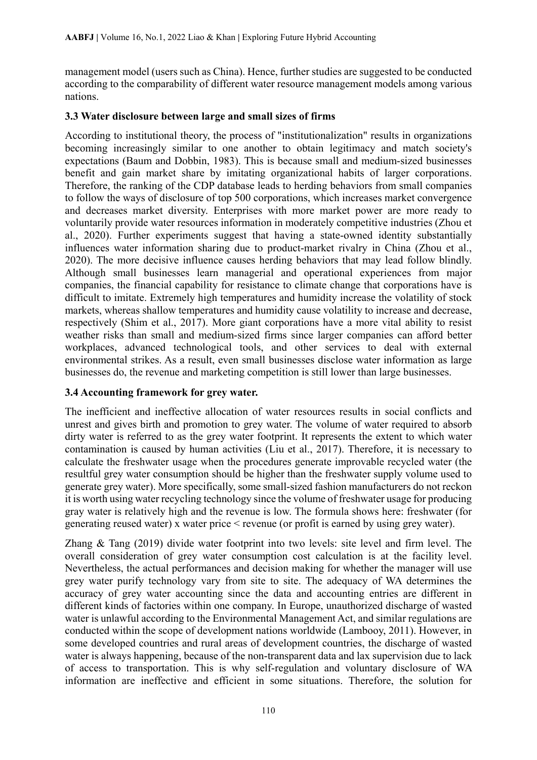management model (users such as China). Hence, further studies are suggested to be conducted according to the comparability of different water resource management models among various nations.

### 3.3 Water disclosure between large and small sizes of firms

According to institutional theory, the process of "institutionalization" results in organizations becoming increasingly similar to one another to obtain legitimacy and match society's expectations (Baum and Dobbin, 1983). This is because small and medium-sized businesses benefit and gain market share by imitating organizational habits of larger corporations. Therefore, the ranking of the CDP database leads to herding behaviors from small companies to follow the ways of disclosure of top 500 corporations, which increases market convergence and decreases market diversity. Enterprises with more market power are more ready to voluntarily provide water resources information in moderately competitive industries (Zhou et al., 2020). Further experiments suggest that having a state-owned identity substantially influences water information sharing due to product-market rivalry in China (Zhou et al., 2020). The more decisive influence causes herding behaviors that may lead follow blindly. Although small businesses learn managerial and operational experiences from major companies, the financial capability for resistance to climate change that corporations have is difficult to imitate. Extremely high temperatures and humidity increase the volatility of stock markets, whereas shallow temperatures and humidity cause volatility to increase and decrease, respectively (Shim et al., 2017). More giant corporations have a more vital ability to resist weather risks than small and medium-sized firms since larger companies can afford better workplaces, advanced technological tools, and other services to deal with external environmental strikes. As a result, even small businesses disclose water information as large businesses do, the revenue and marketing competition is still lower than large businesses.

### 3.4 Accounting framework for grey water.

The inefficient and ineffective allocation of water resources results in social conflicts and unrest and gives birth and promotion to grey water. The volume of water required to absorb dirty water is referred to as the grey water footprint. It represents the extent to which water contamination is caused by human activities (Liu et al., 2017). Therefore, it is necessary to calculate the freshwater usage when the procedures generate improvable recycled water (the resultful grey water consumption should be higher than the freshwater supply volume used to generate grey water). More specifically, some small-sized fashion manufacturers do not reckon it is worth using water recycling technology since the volume of freshwater usage for producing gray water is relatively high and the revenue is low. The formula shows here: freshwater (for generating reused water) x water price < revenue (or profit is earned by using grey water).

Zhang & Tang (2019) divide water footprint into two levels: site level and firm level. The overall consideration of grey water consumption cost calculation is at the facility level. Nevertheless, the actual performances and decision making for whether the manager will use grey water purify technology vary from site to site. The adequacy of WA determines the accuracy of grey water accounting since the data and accounting entries are different in different kinds of factories within one company. In Europe, unauthorized discharge of wasted water is unlawful according to the Environmental Management Act, and similar regulations are conducted within the scope of development nations worldwide (Lambooy, 2011). However, in some developed countries and rural areas of development countries, the discharge of wasted water is always happening, because of the non-transparent data and lax supervision due to lack of access to transportation. This is why self-regulation and voluntary disclosure of WA information are ineffective and efficient in some situations. Therefore, the solution for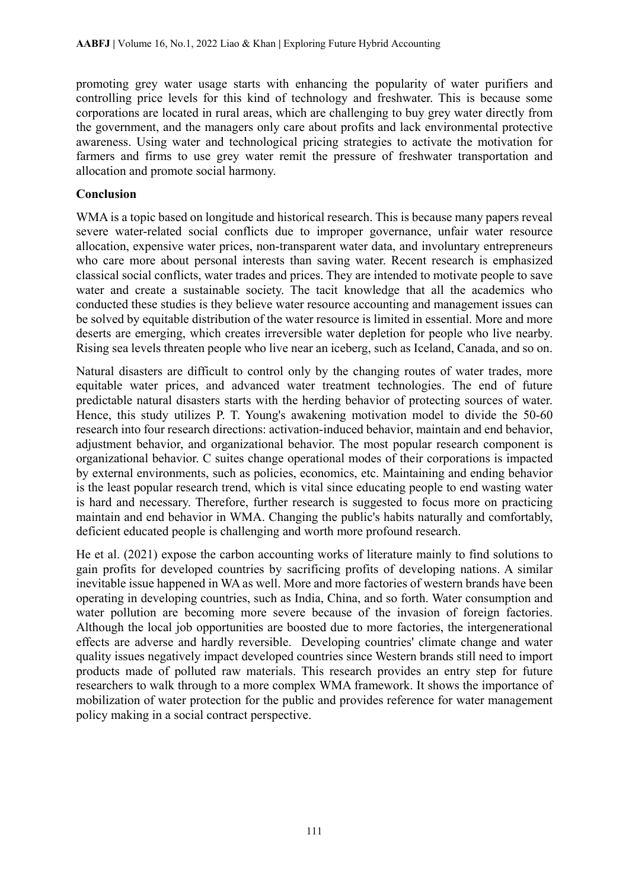promoting grey water usage starts with enhancing the popularity of water purifiers and controlling price levels for this kind of technology and freshwater. This is because some corporations are located in rural areas, which are challenging to buy grey water directly from the government, and the managers only care about profits and lack environmental protective awareness. Using water and technological pricing strategies to activate the motivation for farmers and firms to use grey water remit the pressure of freshwater transportation and allocation and promote social harmony.

## Conclusion

WMA is a topic based on longitude and historical research. This is because many papers reveal severe water-related social conflicts due to improper governance, unfair water resource allocation, expensive water prices, non-transparent water data, and involuntary entrepreneurs who care more about personal interests than saving water. Recent research is emphasized classical social conflicts, water trades and prices. They are intended to motivate people to save water and create a sustainable society. The tacit knowledge that all the academics who conducted these studies is they believe water resource accounting and management issues can be solved by equitable distribution of the water resource is limited in essential. More and more deserts are emerging, which creates irreversible water depletion for people who live nearby. Rising sea levels threaten people who live near an iceberg, such as Iceland, Canada, and so on.

Natural disasters are difficult to control only by the changing routes of water trades, more equitable water prices, and advanced water treatment technologies. The end of future predictable natural disasters starts with the herding behavior of protecting sources of water. Hence, this study utilizes P. T. Young's awakening motivation model to divide the 50-60 research into four research directions: activation-induced behavior, maintain and end behavior, adjustment behavior, and organizational behavior. The most popular research component is organizational behavior. C suites change operational modes of their corporations is impacted by external environments, such as policies, economics, etc. Maintaining and ending behavior is the least popular research trend, which is vital since educating people to end wasting water is hard and necessary. Therefore, further research is suggested to focus more on practicing maintain and end behavior in WMA. Changing the public's habits naturally and comfortably, deficient educated people is challenging and worth more profound research.

He et al. (2021) expose the carbon accounting works of literature mainly to find solutions to gain profits for developed countries by sacrificing profits of developing nations. A similar inevitable issue happened in WA as well. More and more factories of western brands have been operating in developing countries, such as India, China, and so forth. Water consumption and water pollution are becoming more severe because of the invasion of foreign factories. Although the local job opportunities are boosted due to more factories, the intergenerational effects are adverse and hardly reversible. Developing countries' climate change and water quality issues negatively impact developed countries since Western brands still need to import products made of polluted raw materials. This research provides an entry step for future researchers to walk through to a more complex WMA framework. It shows the importance of mobilization of water protection for the public and provides reference for water management policy making in a social contract perspective.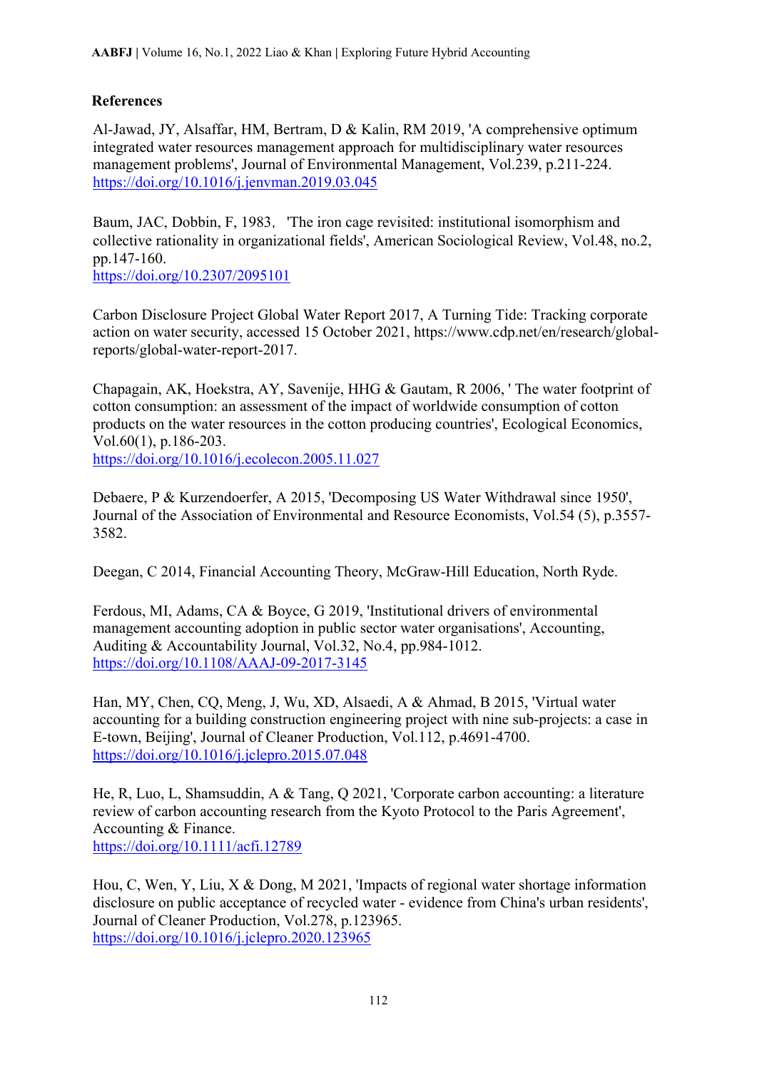## References

Al-Jawad, JY, Alsaffar, HM, Bertram, D & Kalin, RM 2019, 'A comprehensive optimum integrated water resources management approach for multidisciplinary water resources management problems', Journal of Environmental Management, Vol.239, p.211-224. https://doi.org/10.1016/j.jenvman.2019.03.045

Baum, JAC, Dobbin, F, 1983, 'The iron cage revisited: institutional isomorphism and collective rationality in organizational fields', American Sociological Review, Vol.48, no.2, pp.147-160.
https://doi.org/10.2307/2095101

Carbon Disclosure Project Global Water Report 2017, A Turning Tide: Tracking corporate action on water security, accessed 15 October 2021, https://www.cdp.net/en/research/global-reports/global-water-report-2017.

Chapagain, AK, Hoekstra, AY, Savenije, HHG & Gautam, R 2006, ' The water footprint of cotton consumption: an assessment of the impact of worldwide consumption of cotton products on the water resources in the cotton producing countries', Ecological Economics, Vol.60(1), p.186-203.
https://doi.org/10.1016/j.ecolecon.2005.11.027

Debaere, P & Kurzendoerfer, A 2015, 'Decomposing US Water Withdrawal since 1950', Journal of the Association of Environmental and Resource Economists, Vol.54 (5), p.3557-3582.

Deegan, C 2014, Financial Accounting Theory, McGraw-Hill Education, North Ryde.

Ferdous, MI, Adams, CA & Boyce, G 2019, 'Institutional drivers of environmental management accounting adoption in public sector water organisations', Accounting, Auditing & Accountability Journal, Vol.32, No.4, pp.984-1012.
https://doi.org/10.1108/AAAJ-09-2017-3145

Han, MY, Chen, CQ, Meng, J, Wu, XD, Alsaedi, A & Ahmad, B 2015, 'Virtual water accounting for a building construction engineering project with nine sub-projects: a case in E-town, Beijing', Journal of Cleaner Production, Vol.112, p.4691-4700.
https://doi.org/10.1016/j.jclepro.2015.07.048

He, R, Luo, L, Shamsuddin, A & Tang, Q 2021, 'Corporate carbon accounting: a literature review of carbon accounting research from the Kyoto Protocol to the Paris Agreement', Accounting & Finance.
https://doi.org/10.1111/acfi.12789

Hou, C, Wen, Y, Liu, X & Dong, M 2021, 'Impacts of regional water shortage information disclosure on public acceptance of recycled water - evidence from China's urban residents', Journal of Cleaner Production, Vol.278, p.123965.
https://doi.org/10.1016/j.jclepro.2020.123965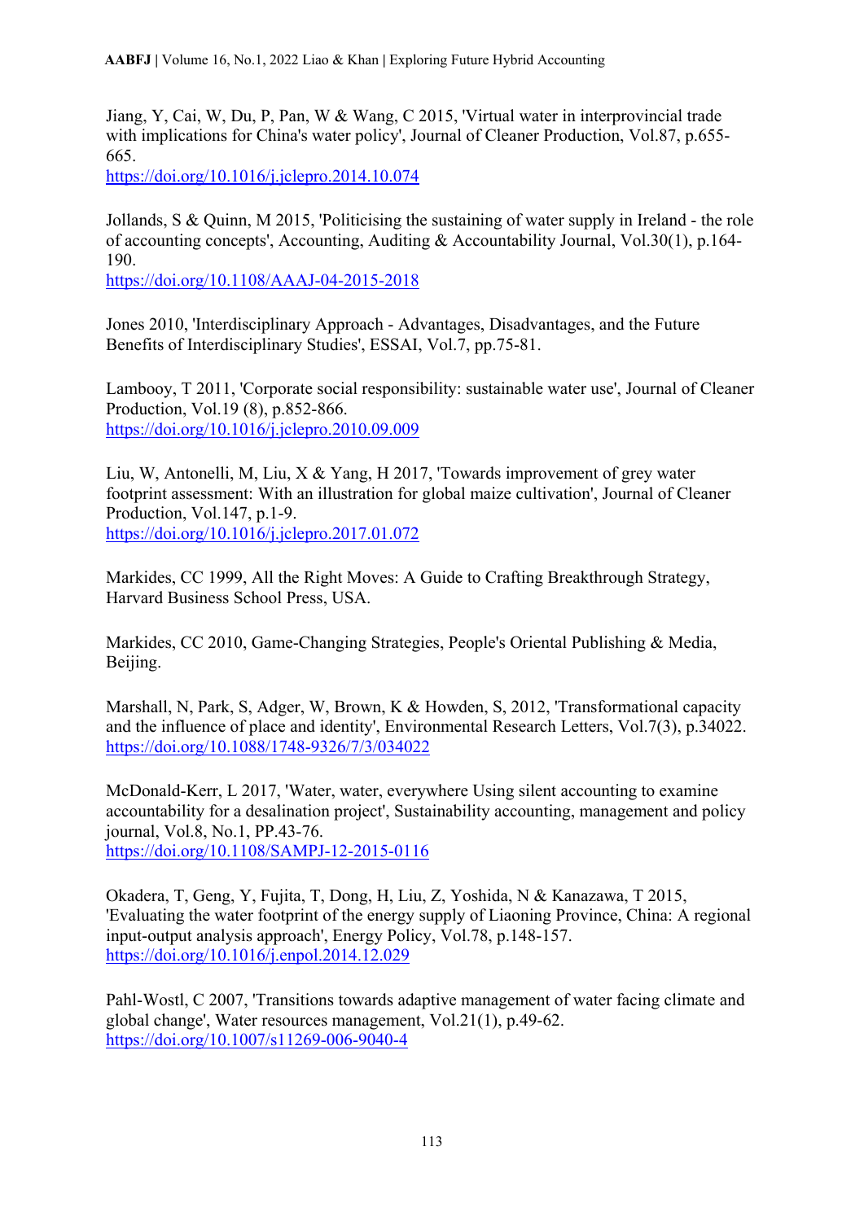Jiang, Y, Cai, W, Du, P, Pan, W & Wang, C 2015, 'Virtual water in interprovincial trade with implications for China's water policy', Journal of Cleaner Production, Vol.87, p.655-665.
https://doi.org/10.1016/j.jclepro.2014.10.074

Jollands, S & Quinn, M 2015, 'Politicising the sustaining of water supply in Ireland - the role of accounting concepts', Accounting, Auditing & Accountability Journal, Vol.30(1), p.164-190.
https://doi.org/10.1108/AAAJ-04-2015-2018

Jones 2010, 'Interdisciplinary Approach - Advantages, Disadvantages, and the Future Benefits of Interdisciplinary Studies', ESSAI, Vol.7, pp.75-81.

Lambooy, T 2011, 'Corporate social responsibility: sustainable water use', Journal of Cleaner Production, Vol.19 (8), p.852-866.
https://doi.org/10.1016/j.jclepro.2010.09.009

Liu, W, Antonelli, M, Liu, X & Yang, H 2017, 'Towards improvement of grey water footprint assessment: With an illustration for global maize cultivation', Journal of Cleaner Production, Vol.147, p.1-9.
https://doi.org/10.1016/j.jclepro.2017.01.072

Markides, CC 1999, All the Right Moves: A Guide to Crafting Breakthrough Strategy, Harvard Business School Press, USA.

Markides, CC 2010, Game-Changing Strategies, People's Oriental Publishing & Media, Beijing.

Marshall, N, Park, S, Adger, W, Brown, K & Howden, S, 2012, 'Transformational capacity and the influence of place and identity', Environmental Research Letters, Vol.7(3), p.34022.
https://doi.org/10.1088/1748-9326/7/3/034022

McDonald-Kerr, L 2017, 'Water, water, everywhere Using silent accounting to examine accountability for a desalination project', Sustainability accounting, management and policy journal, Vol.8, No.1, PP.43-76.
https://doi.org/10.1108/SAMPJ-12-2015-0116

Okadera, T, Geng, Y, Fujita, T, Dong, H, Liu, Z, Yoshida, N & Kanazawa, T 2015, 'Evaluating the water footprint of the energy supply of Liaoning Province, China: A regional input-output analysis approach', Energy Policy, Vol.78, p.148-157.
https://doi.org/10.1016/j.enpol.2014.12.029

Pahl-Wostl, C 2007, 'Transitions towards adaptive management of water facing climate and global change', Water resources management, Vol.21(1), p.49-62.
https://doi.org/10.1007/s11269-006-9040-4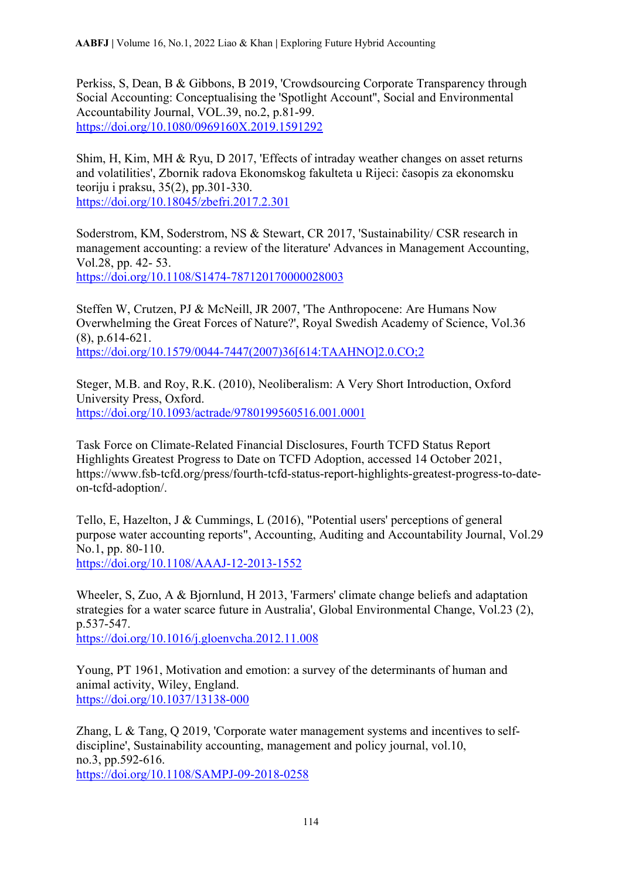Perkiss, S, Dean, B & Gibbons, B 2019, 'Crowdsourcing Corporate Transparency through Social Accounting: Conceptualising the 'Spotlight Account'', Social and Environmental Accountability Journal, VOL.39, no.2, p.81-99.
https://doi.org/10.1080/0969160X.2019.1591292

Shim, H, Kim, MH & Ryu, D 2017, 'Effects of intraday weather changes on asset returns and volatilities', Zbornik radova Ekonomskog fakulteta u Rijeci: časopis za ekonomsku teoriju i praksu, 35(2), pp.301-330.
https://doi.org/10.18045/zbefri.2017.2.301

Soderstrom, KM, Soderstrom, NS & Stewart, CR 2017, 'Sustainability/ CSR research in management accounting: a review of the literature' Advances in Management Accounting, Vol.28, pp. 42- 53.
https://doi.org/10.1108/S1474-787120170000028003

Steffen W, Crutzen, PJ & McNeill, JR 2007, 'The Anthropocene: Are Humans Now Overwhelming the Great Forces of Nature?', Royal Swedish Academy of Science, Vol.36 (8), p.614-621.
https://doi.org/10.1579/0044-7447(2007)36[614:TAAHNO]2.0.CO;2

Steger, M.B. and Roy, R.K. (2010), Neoliberalism: A Very Short Introduction, Oxford University Press, Oxford.
https://doi.org/10.1093/actrade/9780199560516.001.0001

Task Force on Climate-Related Financial Disclosures, Fourth TCFD Status Report Highlights Greatest Progress to Date on TCFD Adoption, accessed 14 October 2021, https://www.fsb-tcfd.org/press/fourth-tcfd-status-report-highlights-greatest-progress-to-date-on-tcfd-adoption/.

Tello, E, Hazelton, J & Cummings, L (2016), "Potential users' perceptions of general purpose water accounting reports", Accounting, Auditing and Accountability Journal, Vol.29 No.1, pp. 80-110.
https://doi.org/10.1108/AAAJ-12-2013-1552

Wheeler, S, Zuo, A & Bjornlund, H 2013, 'Farmers' climate change beliefs and adaptation strategies for a water scarce future in Australia', Global Environmental Change, Vol.23 (2), p.537-547.
https://doi.org/10.1016/j.gloenvcha.2012.11.008

Young, PT 1961, Motivation and emotion: a survey of the determinants of human and animal activity, Wiley, England.
https://doi.org/10.1037/13138-000

Zhang, L & Tang, Q 2019, 'Corporate water management systems and incentives to self-discipline', Sustainability accounting, management and policy journal, vol.10, no.3, pp.592-616.
https://doi.org/10.1108/SAMPJ-09-2018-0258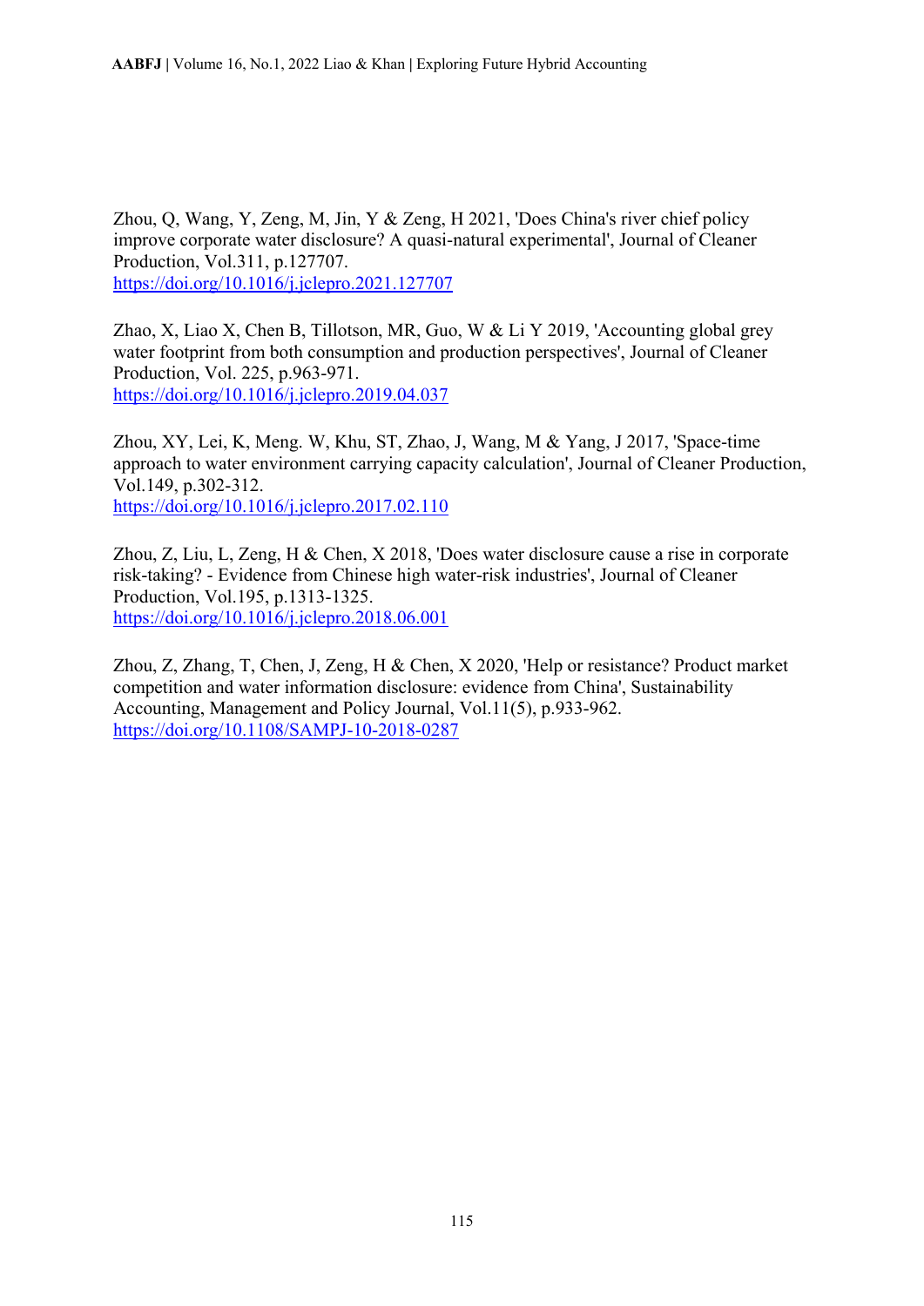Zhou, Q, Wang, Y, Zeng, M, Jin, Y & Zeng, H 2021, 'Does China's river chief policy improve corporate water disclosure? A quasi-natural experimental', Journal of Cleaner Production, Vol.311, p.127707.
https://doi.org/10.1016/j.jclepro.2021.127707

Zhao, X, Liao X, Chen B, Tillotson, MR, Guo, W & Li Y 2019, 'Accounting global grey water footprint from both consumption and production perspectives', Journal of Cleaner Production, Vol. 225, p.963-971.
https://doi.org/10.1016/j.jclepro.2019.04.037

Zhou, XY, Lei, K, Meng. W, Khu, ST, Zhao, J, Wang, M & Yang, J 2017, 'Space-time approach to water environment carrying capacity calculation', Journal of Cleaner Production, Vol.149, p.302-312.
https://doi.org/10.1016/j.jclepro.2017.02.110

Zhou, Z, Liu, L, Zeng, H & Chen, X 2018, 'Does water disclosure cause a rise in corporate risk-taking? - Evidence from Chinese high water-risk industries', Journal of Cleaner Production, Vol.195, p.1313-1325.
https://doi.org/10.1016/j.jclepro.2018.06.001

Zhou, Z, Zhang, T, Chen, J, Zeng, H & Chen, X 2020, 'Help or resistance? Product market competition and water information disclosure: evidence from China', Sustainability Accounting, Management and Policy Journal, Vol.11(5), p.933-962.
https://doi.org/10.1108/SAMPJ-10-2018-0287